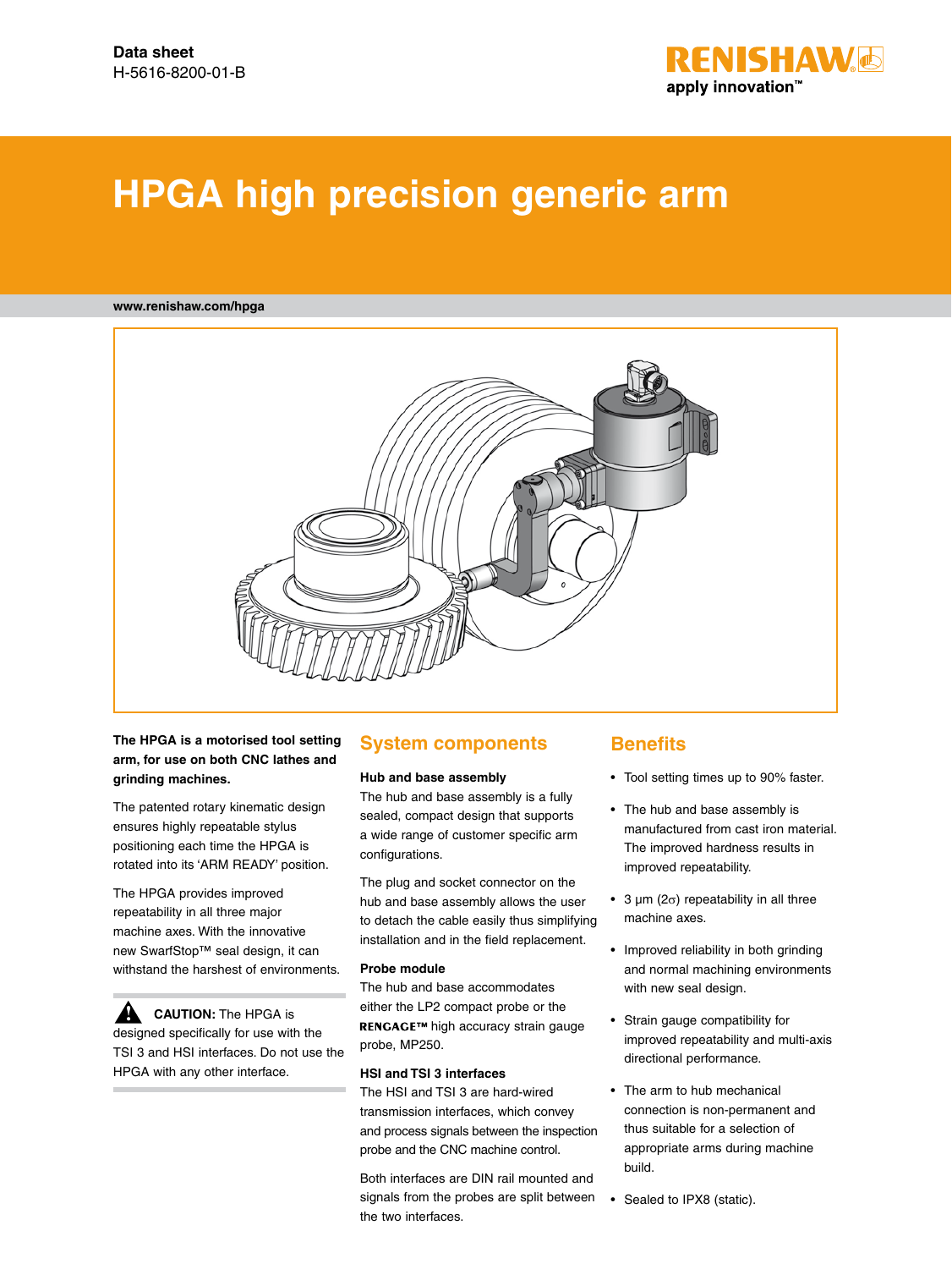Data sheet
H-5616-8200-01-B

# HPGA high precision generic arm

www.renishaw.com/hpga

**The HPGA is a motorised tool setting arm, for use on both CNC lathes and grinding machines.**

The patented rotary kinematic design ensures highly repeatable stylus positioning each time the HPGA is rotated into its 'ARM READY' position.

The HPGA provides improved repeatability in all three major machine axes. With the innovative new SwarfStop™ seal design, it can withstand the harshest of environments.

**CAUTION:** The HPGA is designed specifically for use with the TSI 3 and HSI interfaces. Do not use the HPGA with any other interface.

## System components

### Hub and base assembly

The hub and base assembly is a fully sealed, compact design that supports a wide range of customer specific arm configurations.

The plug and socket connector on the hub and base assembly allows the user to detach the cable easily thus simplifying installation and in the field replacement.

### Probe module

The hub and base accommodates either the LP2 compact probe or the RENGAGE™ high accuracy strain gauge probe, MP250.

### HSI and TSI 3 interfaces

The HSI and TSI 3 are hard-wired transmission interfaces, which convey and process signals between the inspection probe and the CNC machine control.

Both interfaces are DIN rail mounted and signals from the probes are split between the two interfaces.

## Benefits

- Tool setting times up to 90% faster.
- The hub and base assembly is manufactured from cast iron material. The improved hardness results in improved repeatability.
- 3 µm ($2\sigma$) repeatability in all three machine axes.
- Improved reliability in both grinding and normal machining environments with new seal design.
- Strain gauge compatibility for improved repeatability and multi-axis directional performance.
- The arm to hub mechanical connection is non-permanent and thus suitable for a selection of appropriate arms during machine build.
- Sealed to IPX8 (static).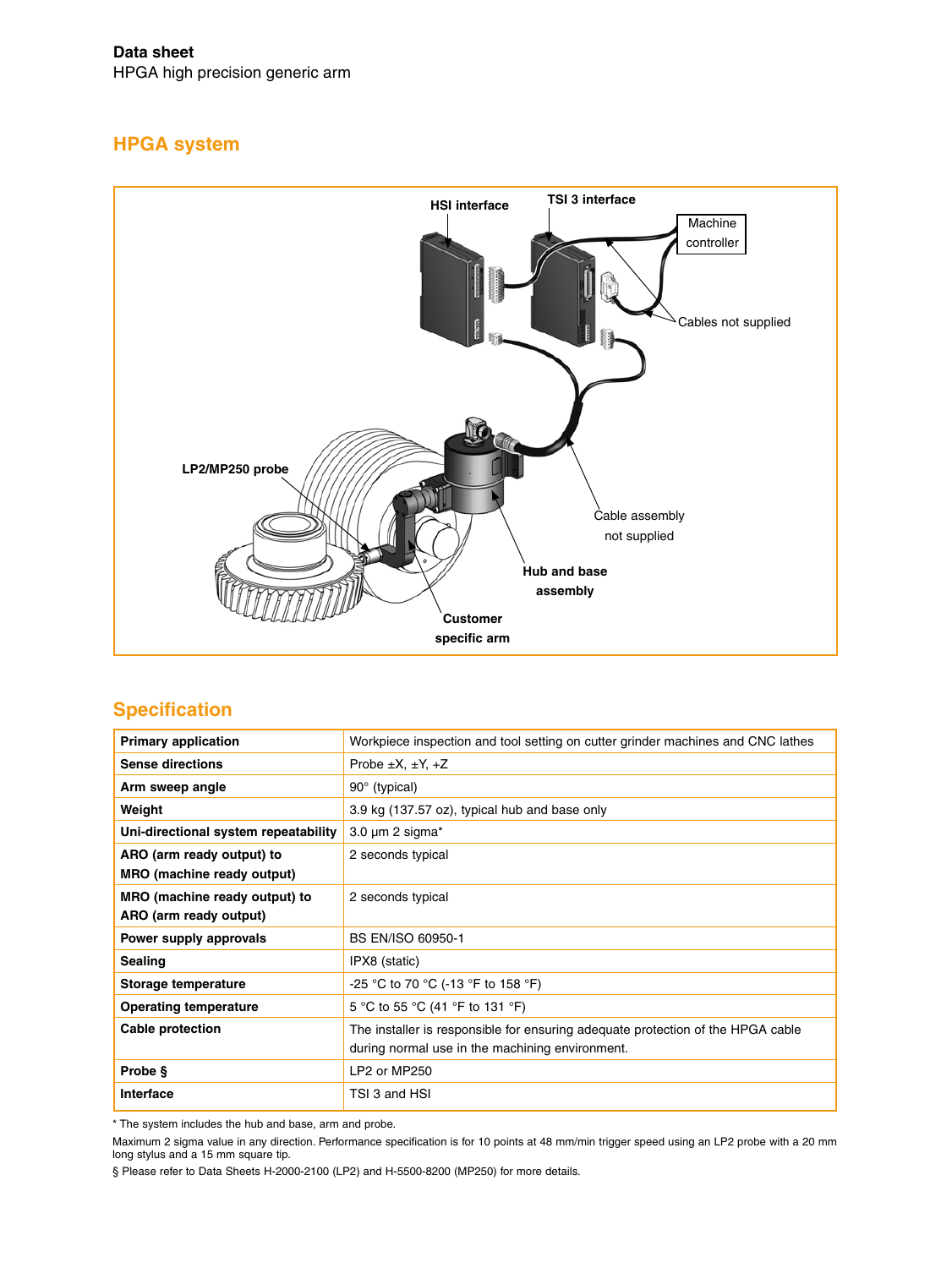**Data sheet**
HPGA high precision generic arm

## HPGA system

HSI interface
TSI 3 interface
Machine controller
Cables not supplied
LP2/MP250 probe
Cable assembly not supplied
Hub and base assembly
Customer specific arm

## Specification

| **Primary application** | Workpiece inspection and tool setting on cutter grinder machines and CNC lathes |
|---|---|
| **Sense directions** | Probe ±X, ±Y, +Z |
| **Arm sweep angle** | 90° (typical) |
| **Weight** | 3.9 kg (137.57 oz), typical hub and base only |
| **Uni-directional system repeatability** | 3.0 µm 2 sigma* |
| **ARO (arm ready output) to MRO (machine ready output)** | 2 seconds typical |
| **MRO (machine ready output) to ARO (arm ready output)** | 2 seconds typical |
| **Power supply approvals** | BS EN/ISO 60950-1 |
| **Sealing** | IPX8 (static) |
| **Storage temperature** | -25 °C to 70 °C (-13 °F to 158 °F) |
| **Operating temperature** | 5 °C to 55 °C (41 °F to 131 °F) |
| **Cable protection** | The installer is responsible for ensuring adequate protection of the HPGA cable during normal use in the machining environment. |
| **Probe §** | LP2 or MP250 |
| **Interface** | TSI 3 and HSI |

* The system includes the hub and base, arm and probe.

Maximum 2 sigma value in any direction. Performance specification is for 10 points at 48 mm/min trigger speed using an LP2 probe with a 20 mm long stylus and a 15 mm square tip.

§ Please refer to Data Sheets H-2000-2100 (LP2) and H-5500-8200 (MP250) for more details.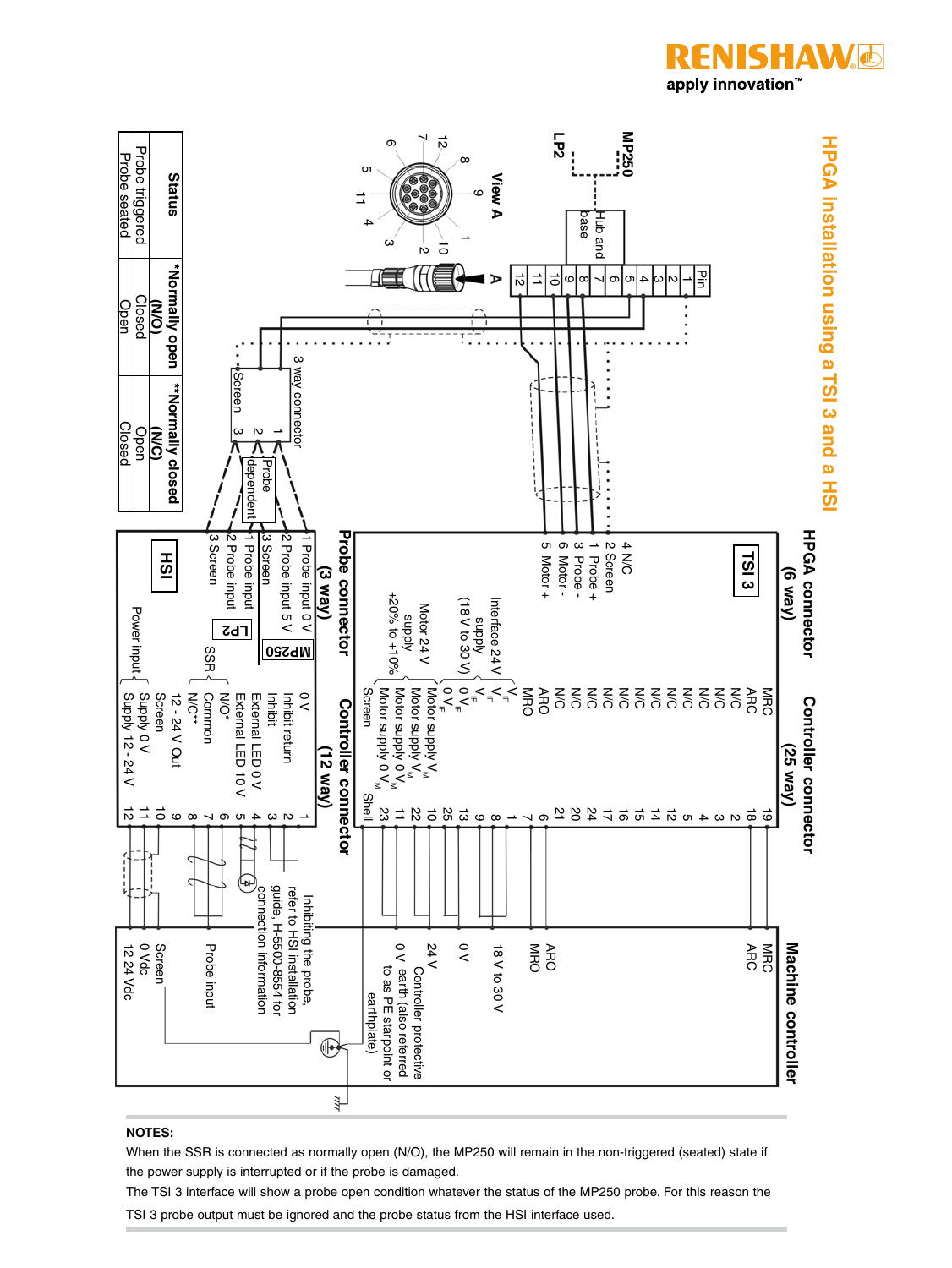# HPGA installation using a TSI 3 and a HSI

**HPGA connector (6 way)**

- 4 N/C
- 2 Screen
- 1 Probe +
- 3 Probe -
- 6 Motor -
- 5 Motor +

**TSI 3**

**Controller connector (25 way)**

| Signal | Pin |
|---|---|
| MRC | 19 |
| ARC | 18 |
| N/C | 2 |
| N/C | 3 |
| N/C | 4 |
| N/C | 5 |
| N/C | 12 |
| N/C | 14 |
| N/C | 15 |
| N/C | 16 |
| N/C | 17 |
| N/C | 24 |
| N/C | 20 |
| N/C | 21 |
| ARO | 6 |
| MRO | 7 |
| $V_{IF}$ | 1 |
| $V_{IF}$ | 8 |
| $V_{IF}$ | 9 |
| $0\ V_{IF}$ | 13 |
| $0\ V_{IF}$ | 25 |
| Motor supply $V_M$ | 10 |
| Motor supply $V_M$ | 22 |
| Motor supply $0\ V_M$ | 11 |
| Motor supply $0\ V_M$ | 23 |
| Screen | Shell |

Interface 24 V supply (18 V to 30 V)

Motor 24 V supply +20% to +10%

**Machine controller**

- MRC
- ARC
- ARO
- MRO
- 18 V to 30 V
- 0 V
- 24 V
- 0 V
- Controller protective earth (also referred to as PE starpoint or earthplate)

**MP250** / **LP2** — Hub and base

| Pin |
|---|
| 1 |
| 2 |
| 3 |
| 4 |
| 5 |
| 6 |
| 7 |
| 8 |
| 9 |
| 10 |
| 11 |
| 12 |

View A

3 way connector: 1, 2, 3 Screen — Probe dependent

**HSI**

**Probe connector (3 way)**

| MP250 | LP2 |
|---|---|
| 1 Probe input 0 V | 1 Probe input |
| 2 Probe input 5 V | 2 Probe input |
| 3 Screen | 3 Screen |

**Controller connector (12 way)**

| Signal | Pin |
|---|---|
| 0 V | 1 |
| Inhibit return | 2 |
| Inhibit | 3 |
| External LED 0 V | 4 |
| External LED 10 V | 5 |
| SSR N/O* | 6 |
| SSR Common | 7 |
| SSR N/C** | 8 |
| 12 - 24 V Out | 9 |
| Screen | 10 |
| Power input Supply 0 V | 11 |
| Power input Supply 12 - 24 V | 12 |

Inhibiting the probe, refer to HSI installation guide, H-5500-8554 for connection information

Machine controller: Probe input, Screen, 0 Vdc, 12 24 Vdc

| Status | *Normally open (N/O) | **Normally closed (N/C) |
|---|---|---|
| Probe triggered | Closed | Open |
| Probe seated | Open | Closed |

**NOTES:**

When the SSR is connected as normally open (N/O), the MP250 will remain in the non-triggered (seated) state if the power supply is interrupted or if the probe is damaged.

The TSI 3 interface will show a probe open condition whatever the status of the MP250 probe. For this reason the TSI 3 probe output must be ignored and the probe status from the HSI interface used.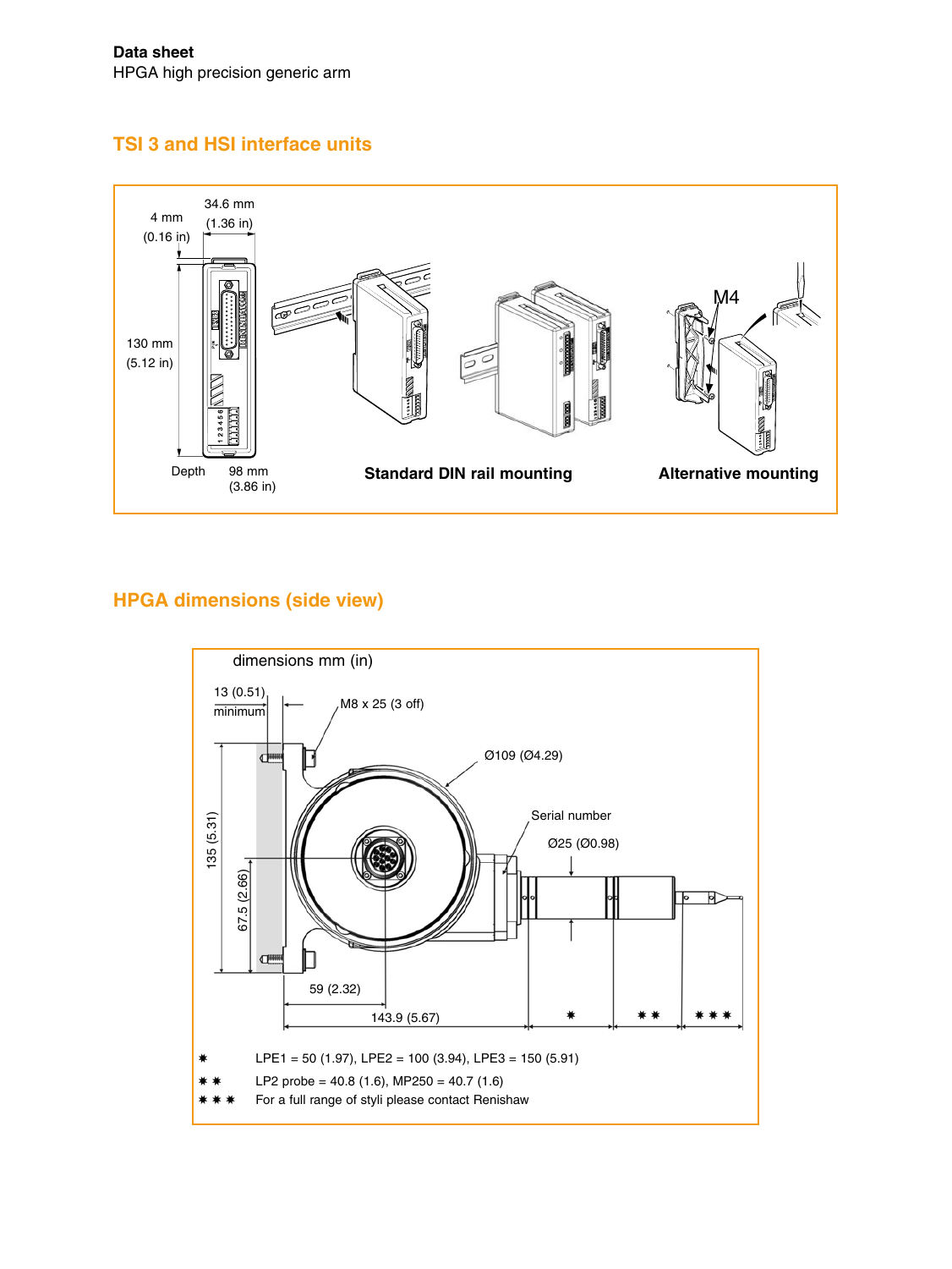## TSI 3 and HSI interface units

4 mm (0.16 in)

34.6 mm (1.36 in)

130 mm (5.12 in)

Depth 98 mm (3.86 in)

**Standard DIN rail mounting**

M4

**Alternative mounting**

## HPGA dimensions (side view)

dimensions mm (in)

13 (0.51) minimum

M8 x 25 (3 off)

Ø109 (Ø4.29)

Serial number

Ø25 (Ø0.98)

135 (5.31)

67.5 (2.66)

59 (2.32)

143.9 (5.67)

✷ ✷✷ ✷✷✷

✷ LPE1 = 50 (1.97), LPE2 = 100 (3.94), LPE3 = 150 (5.91)

✷✷ LP2 probe = 40.8 (1.6), MP250 = 40.7 (1.6)

✷✷✷ For a full range of styli please contact Renishaw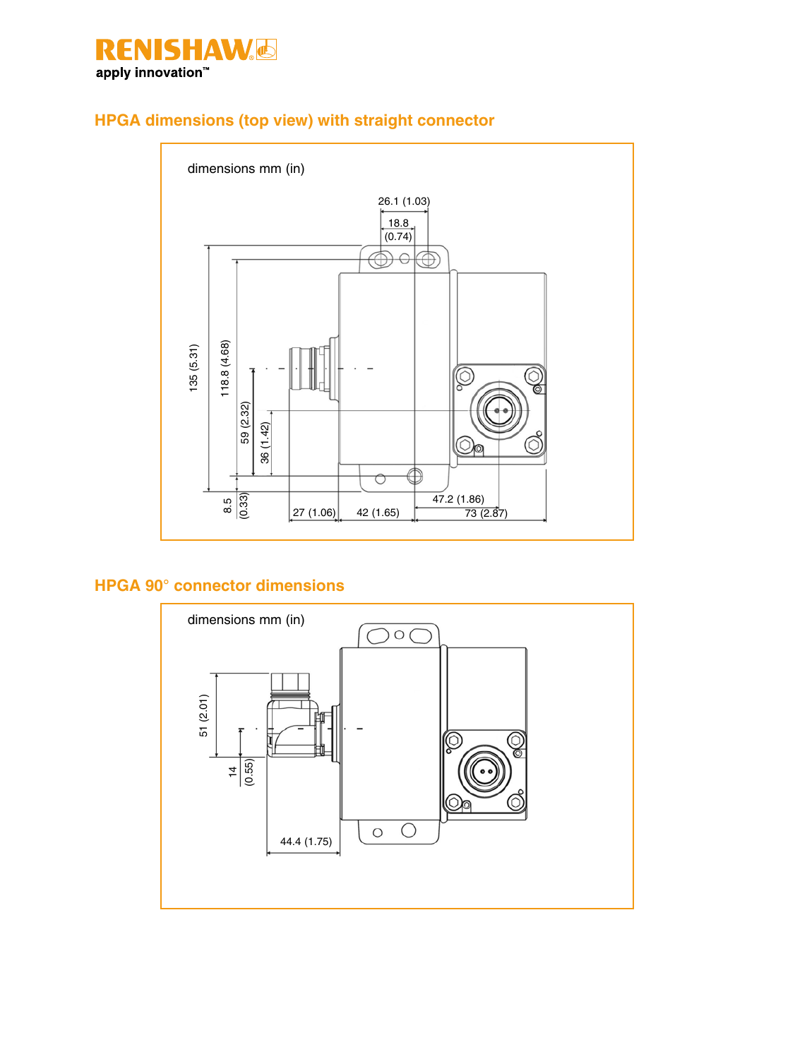## HPGA dimensions (top view) with straight connector

dimensions mm (in)

26.1 (1.03)

18.8 (0.74)

135 (5.31)

118.8 (4.68)

59 (2.32)

36 (1.42)

8.5 (0.33)

27 (1.06)

42 (1.65)

47.2 (1.86)

73 (2.87)

## HPGA 90° connector dimensions

dimensions mm (in)

51 (2.01)

14 (0.55)

44.4 (1.75)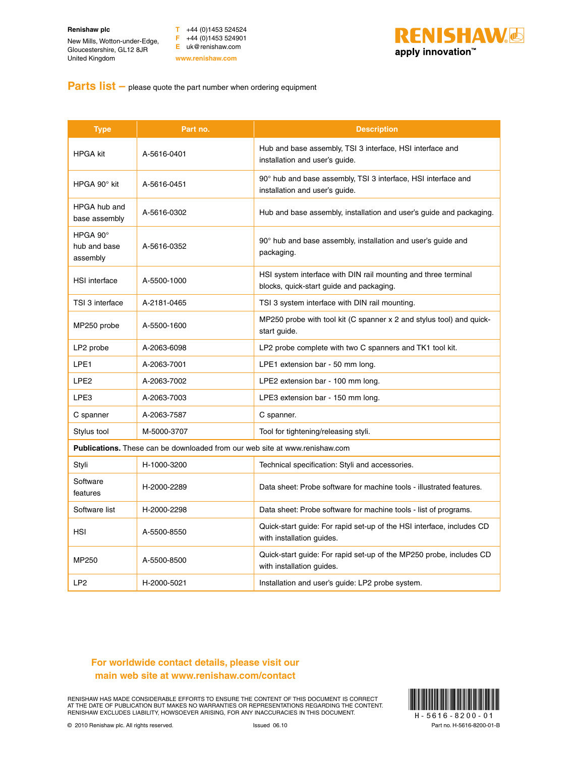**Renishaw plc**

New Mills, Wotton-under-Edge,
Gloucestershire, GL12 8JR
United Kingdom

**T** +44 (0)1453 524524
**F** +44 (0)1453 524901
**E** uk@renishaw.com

**www.renishaw.com**

RENISHAW
apply innovation™

## Parts list – please quote the part number when ordering equipment

| Type | Part no. | Description |
|---|---|---|
| HPGA kit | A-5616-0401 | Hub and base assembly, TSI 3 interface, HSI interface and installation and user's guide. |
| HPGA 90° kit | A-5616-0451 | 90° hub and base assembly, TSI 3 interface, HSI interface and installation and user's guide. |
| HPGA hub and base assembly | A-5616-0302 | Hub and base assembly, installation and user's guide and packaging. |
| HPGA 90° hub and base assembly | A-5616-0352 | 90° hub and base assembly, installation and user's guide and packaging. |
| HSI interface | A-5500-1000 | HSI system interface with DIN rail mounting and three terminal blocks, quick-start guide and packaging. |
| TSI 3 interface | A-2181-0465 | TSI 3 system interface with DIN rail mounting. |
| MP250 probe | A-5500-1600 | MP250 probe with tool kit (C spanner x 2 and stylus tool) and quick-start guide. |
| LP2 probe | A-2063-6098 | LP2 probe complete with two C spanners and TK1 tool kit. |
| LPE1 | A-2063-7001 | LPE1 extension bar - 50 mm long. |
| LPE2 | A-2063-7002 | LPE2 extension bar - 100 mm long. |
| LPE3 | A-2063-7003 | LPE3 extension bar - 150 mm long. |
| C spanner | A-2063-7587 | C spanner. |
| Stylus tool | M-5000-3707 | Tool for tightening/releasing styli. |
| **Publications.** These can be downloaded from our web site at www.renishaw.com | | |
| Styli | H-1000-3200 | Technical specification: Styli and accessories. |
| Software features | H-2000-2289 | Data sheet: Probe software for machine tools - illustrated features. |
| Software list | H-2000-2298 | Data sheet: Probe software for machine tools - list of programs. |
| HSI | A-5500-8550 | Quick-start guide: For rapid set-up of the HSI interface, includes CD with installation guides. |
| MP250 | A-5500-8500 | Quick-start guide: For rapid set-up of the MP250 probe, includes CD with installation guides. |
| LP2 | H-2000-5021 | Installation and user's guide: LP2 probe system. |

**For worldwide contact details, please visit our main web site at www.renishaw.com/contact**

RENISHAW HAS MADE CONSIDERABLE EFFORTS TO ENSURE THE CONTENT OF THIS DOCUMENT IS CORRECT AT THE DATE OF PUBLICATION BUT MAKES NO WARRANTIES OR REPRESENTATIONS REGARDING THE CONTENT. RENISHAW EXCLUDES LIABILITY, HOWSOEVER ARISING, FOR ANY INACCURACIES IN THIS DOCUMENT.

H-5616-8200-01

© 2010 Renishaw plc. All rights reserved. Issued 06.10 Part no. H-5616-8200-01-B